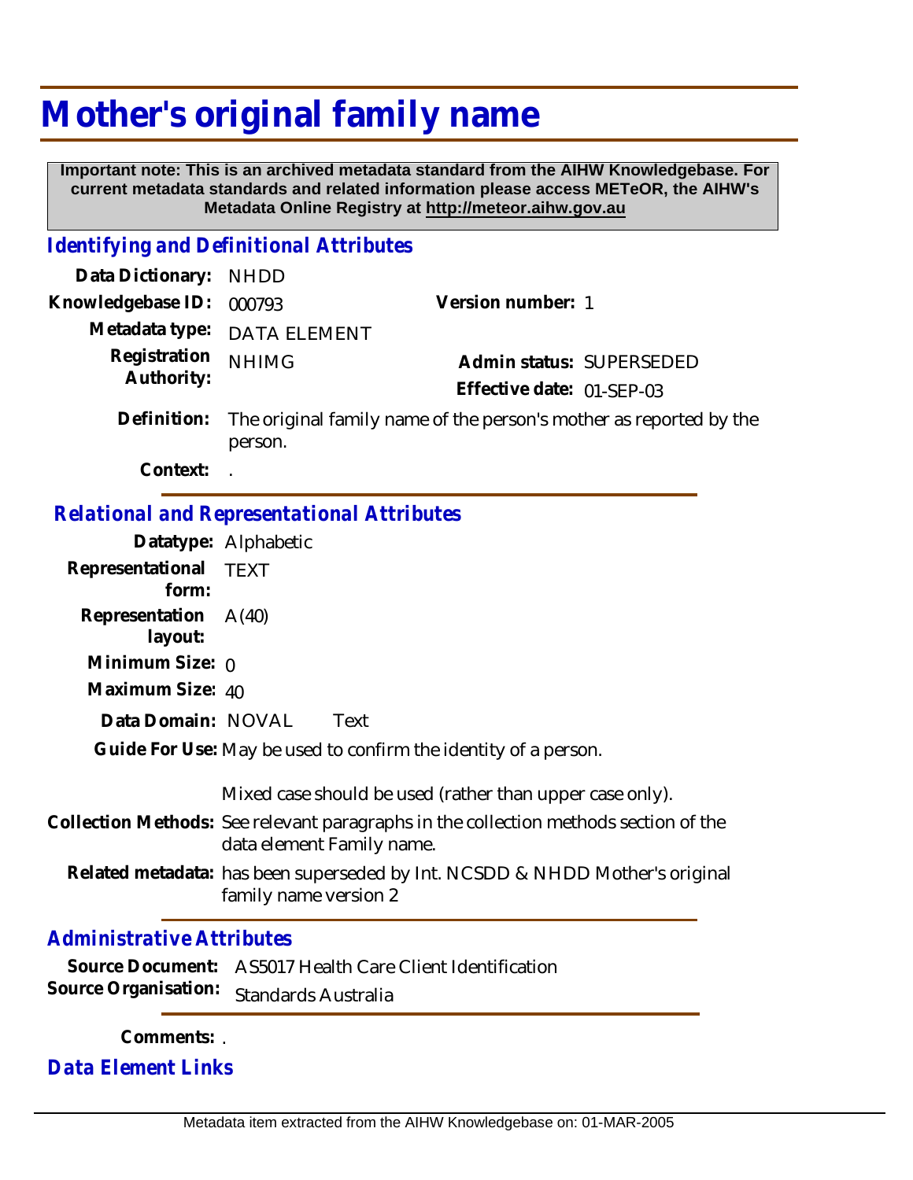# Mother's original family name

**Important note: This is an archived metadata standard from the AIHW Knowledgebase. For current metadata standards and related information please access METeOR, the AIHW's Metadata Online Registry at http://meteor.aihw.gov.au**

## Identifying and Definitional Attributes

**Data Dictionary:** NHDD

**Knowledgebase ID:** 000793

**Version number:** 1

**Metadata type:** DATA ELEMENT

**Registration Authority:** NHIMG

**Admin status:** SUPERSEDED

**Effective date:** 01-SEP-03

**Definition:** The original family name of the person's mother as reported by the person.

**Context:** .

## Relational and Representational Attributes

**Datatype:** Alphabetic

**Representational form:** TEXT

**Representation layout:** A(40)

**Minimum Size:** 0

**Maximum Size:** 40

**Data Domain:** NOVAL Text

**Guide For Use:** May be used to confirm the identity of a person.

Mixed case should be used (rather than upper case only).

**Collection Methods:** See relevant paragraphs in the collection methods section of the data element Family name.

**Related metadata:** has been superseded by Int. NCSDD & NHDD Mother's original family name version 2

## Administrative Attributes

**Source Document:** AS5017 Health Care Client Identification

**Source Organisation:** Standards Australia

**Comments:** .

## Data Element Links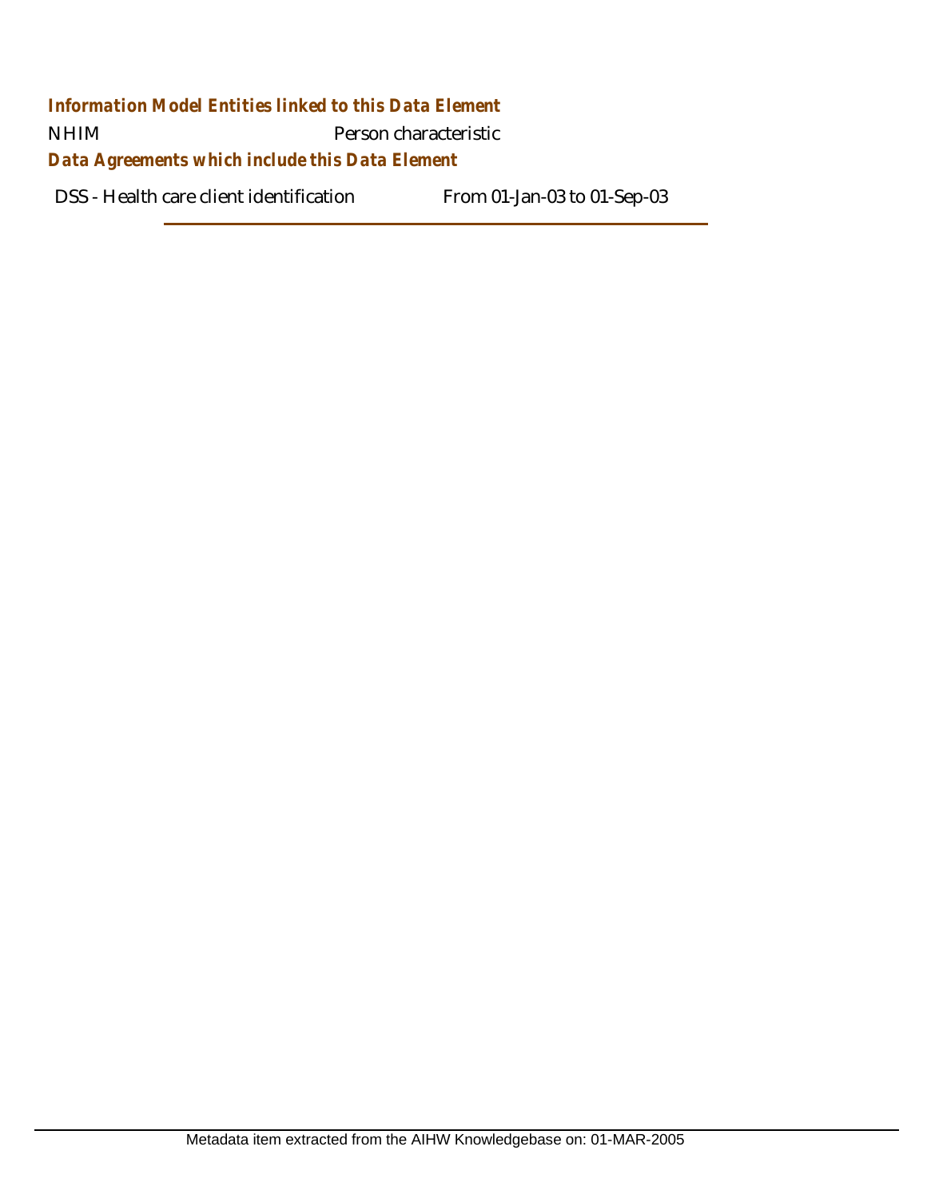### *Information Model Entities linked to this Data Element*

| | |
|---|---|
| NHIM | Person characteristic |

### *Data Agreements which include this Data Element*

| | |
|---|---|
| DSS - Health care client identification | From 01-Jan-03 to 01-Sep-03 |

Metadata item extracted from the AIHW Knowledgebase on: 01-MAR-2005